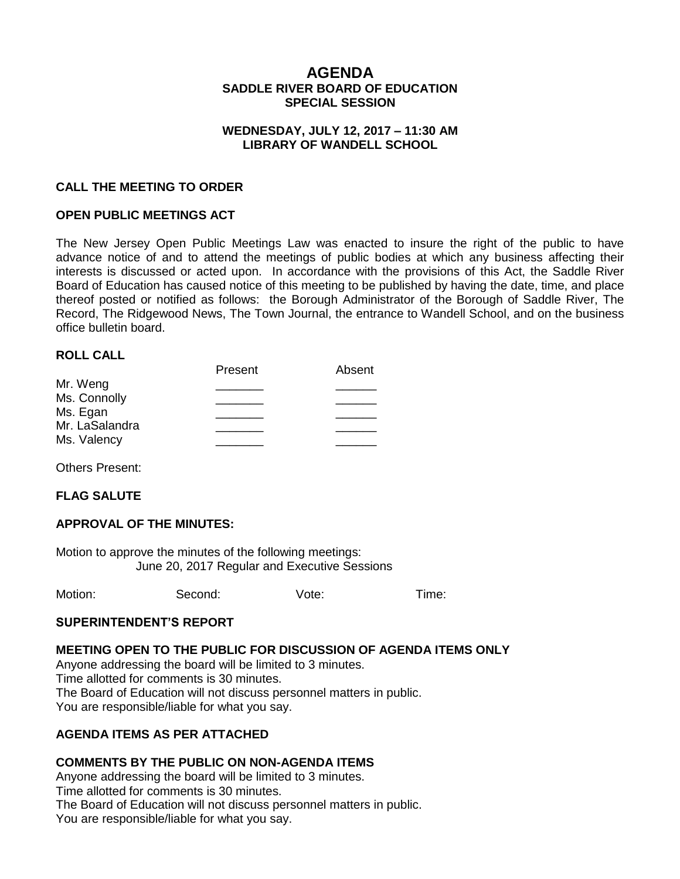# AGENDA
## SADDLE RIVER BOARD OF EDUCATION
## SPECIAL SESSION

### WEDNESDAY, JULY 12, 2017 – 11:30 AM
### LIBRARY OF WANDELL SCHOOL

**CALL THE MEETING TO ORDER**

**OPEN PUBLIC MEETINGS ACT**

The New Jersey Open Public Meetings Law was enacted to insure the right of the public to have advance notice of and to attend the meetings of public bodies at which any business affecting their interests is discussed or acted upon. In accordance with the provisions of this Act, the Saddle River Board of Education has caused notice of this meeting to be published by having the date, time, and place thereof posted or notified as follows: the Borough Administrator of the Borough of Saddle River, The Record, The Ridgewood News, The Town Journal, the entrance to Wandell School, and on the business office bulletin board.

**ROLL CALL**

| | Present | Absent |
|---|---|---|
| Mr. Weng | _______ | ______ |
| Ms. Connolly | _______ | ______ |
| Ms. Egan | _______ | ______ |
| Mr. LaSalandra | _______ | ______ |
| Ms. Valency | _______ | ______ |

Others Present:

**FLAG SALUTE**

**APPROVAL OF THE MINUTES:**

Motion to approve the minutes of the following meetings:
June 20, 2017 Regular and Executive Sessions

Motion: Second: Vote: Time:

**SUPERINTENDENT'S REPORT**

**MEETING OPEN TO THE PUBLIC FOR DISCUSSION OF AGENDA ITEMS ONLY**

Anyone addressing the board will be limited to 3 minutes.
Time allotted for comments is 30 minutes.
The Board of Education will not discuss personnel matters in public.
You are responsible/liable for what you say.

**AGENDA ITEMS AS PER ATTACHED**

**COMMENTS BY THE PUBLIC ON NON-AGENDA ITEMS**

Anyone addressing the board will be limited to 3 minutes.
Time allotted for comments is 30 minutes.
The Board of Education will not discuss personnel matters in public.
You are responsible/liable for what you say.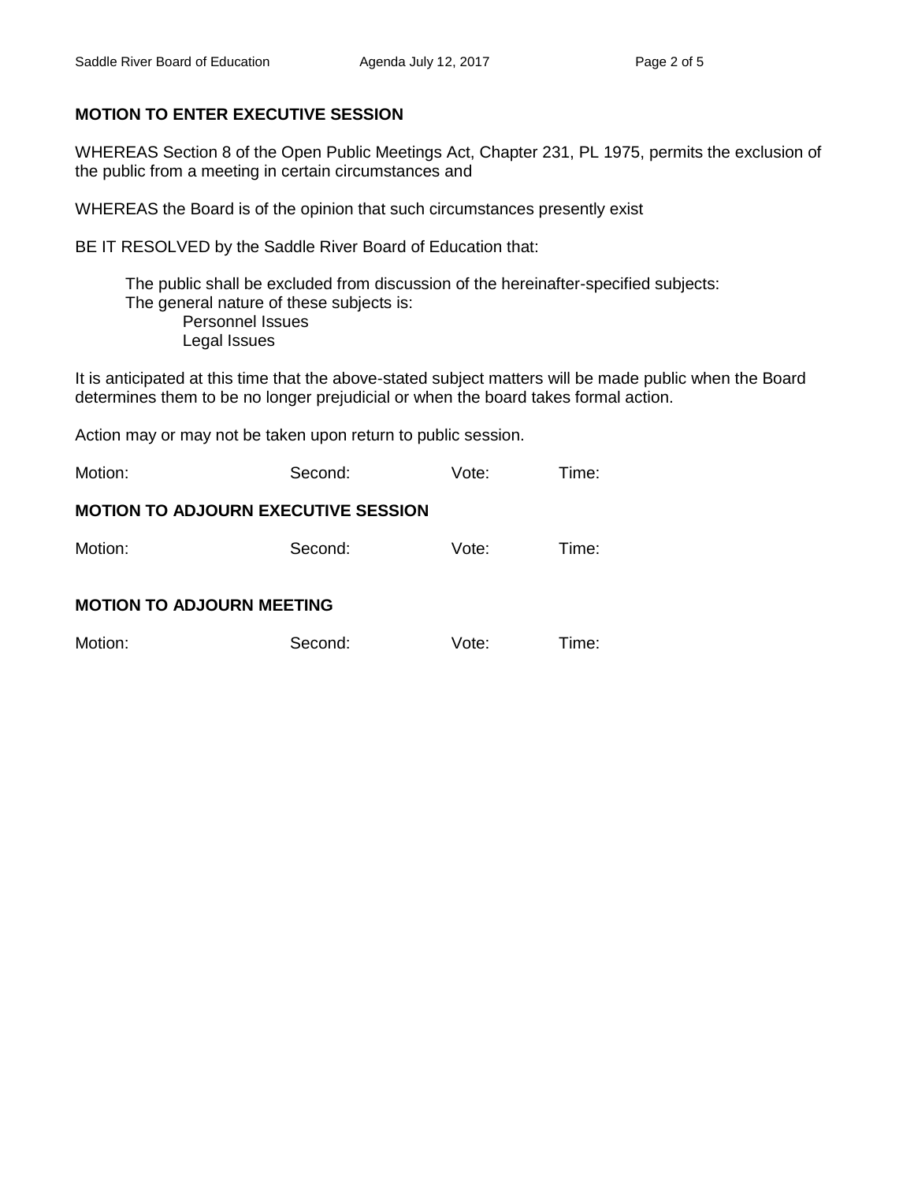**MOTION TO ENTER EXECUTIVE SESSION**

WHEREAS Section 8 of the Open Public Meetings Act, Chapter 231, PL 1975, permits the exclusion of the public from a meeting in certain circumstances and

WHEREAS the Board is of the opinion that such circumstances presently exist

BE IT RESOLVED by the Saddle River Board of Education that:

The public shall be excluded from discussion of the hereinafter-specified subjects:
The general nature of these subjects is:
Personnel Issues
Legal Issues

It is anticipated at this time that the above-stated subject matters will be made public when the Board determines them to be no longer prejudicial or when the board takes formal action.

Action may or may not be taken upon return to public session.

Motion: Second: Vote: Time:

**MOTION TO ADJOURN EXECUTIVE SESSION**

Motion: Second: Vote: Time:

**MOTION TO ADJOURN MEETING**

Motion: Second: Vote: Time: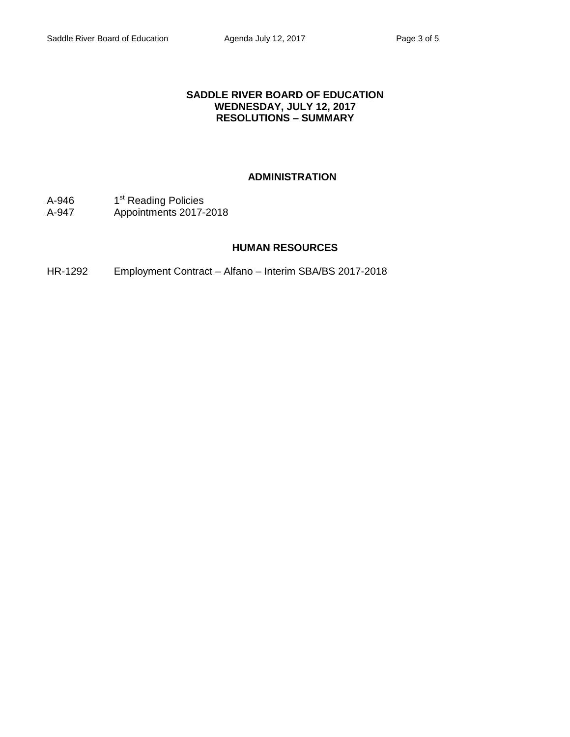# SADDLE RIVER BOARD OF EDUCATION
## WEDNESDAY, JULY 12, 2017
## RESOLUTIONS – SUMMARY

### ADMINISTRATION

A-946 1st Reading Policies
A-947 Appointments 2017-2018

### HUMAN RESOURCES

HR-1292 Employment Contract – Alfano – Interim SBA/BS 2017-2018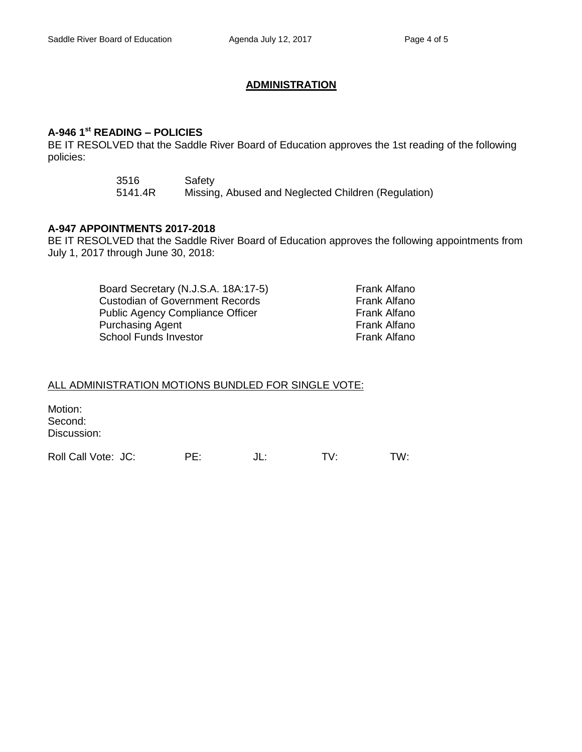## ADMINISTRATION

**A-946 1st READING – POLICIES**
BE IT RESOLVED that the Saddle River Board of Education approves the 1st reading of the following policies:

| | |
|---|---|
| 3516 | Safety |
| 5141.4R | Missing, Abused and Neglected Children (Regulation) |

**A-947 APPOINTMENTS 2017-2018**
BE IT RESOLVED that the Saddle River Board of Education approves the following appointments from July 1, 2017 through June 30, 2018:

| | |
|---|---|
| Board Secretary (N.J.S.A. 18A:17-5) | Frank Alfano |
| Custodian of Government Records | Frank Alfano |
| Public Agency Compliance Officer | Frank Alfano |
| Purchasing Agent | Frank Alfano |
| School Funds Investor | Frank Alfano |

ALL ADMINISTRATION MOTIONS BUNDLED FOR SINGLE VOTE:

Motion:
Second:
Discussion:

Roll Call Vote: JC: PE: JL: TV: TW: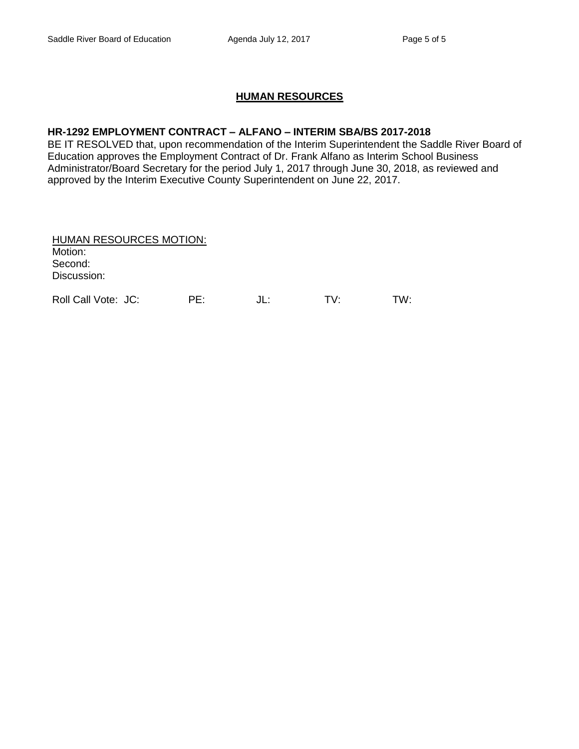## HUMAN RESOURCES

**HR-1292 EMPLOYMENT CONTRACT – ALFANO – INTERIM SBA/BS 2017-2018**

BE IT RESOLVED that, upon recommendation of the Interim Superintendent the Saddle River Board of Education approves the Employment Contract of Dr. Frank Alfano as Interim School Business Administrator/Board Secretary for the period July 1, 2017 through June 30, 2018, as reviewed and approved by the Interim Executive County Superintendent on June 22, 2017.

HUMAN RESOURCES MOTION:

Motion:

Second:

Discussion:

Roll Call Vote: JC: PE: JL: TV: TW: